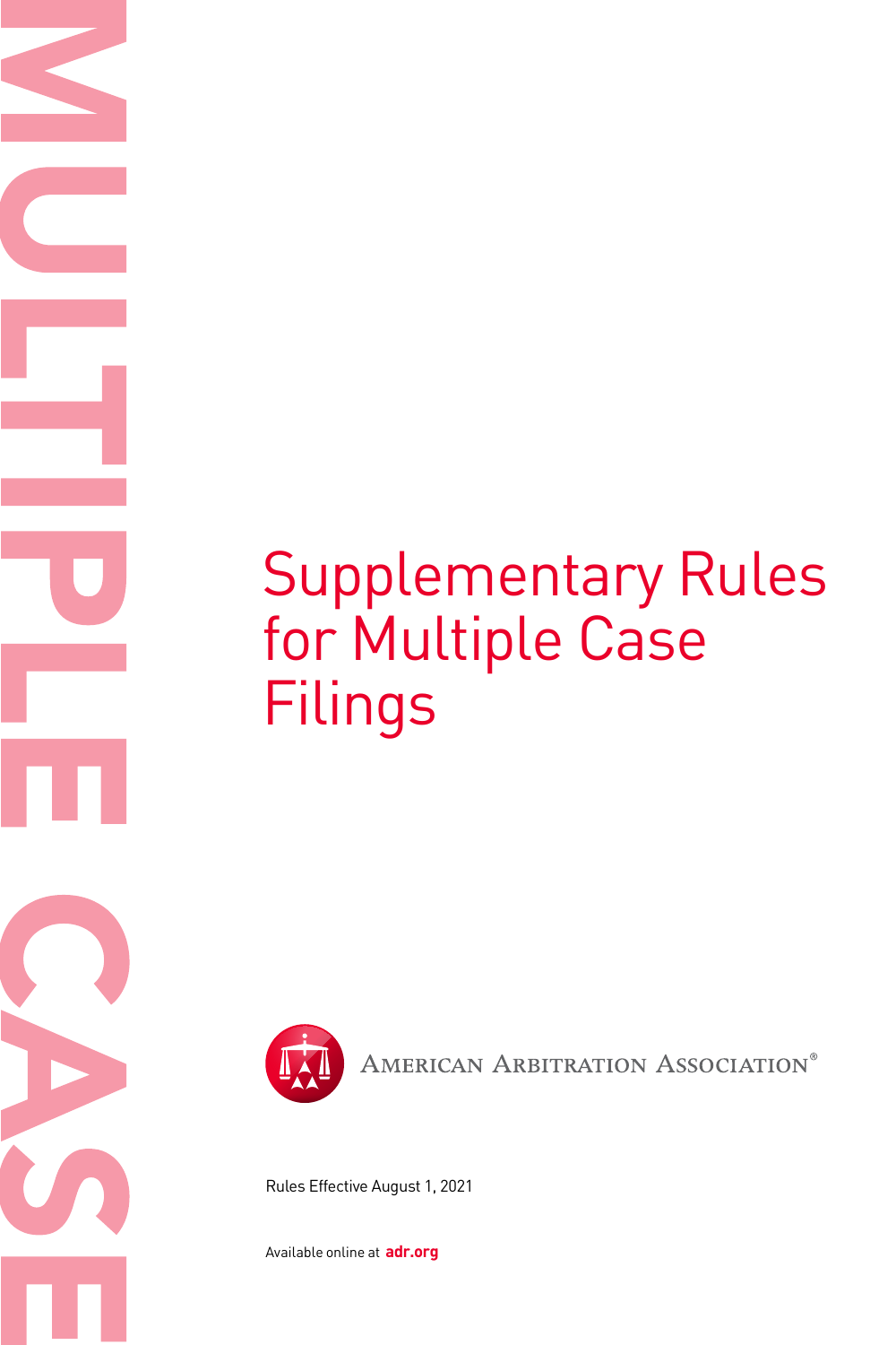MULTIPLE CASE

# Supplementary Rules for Multiple Case Filings

AMERICAN ARBITRATION ASSOCIATION®

Rules Effective August 1, 2021

Available online at **adr.org**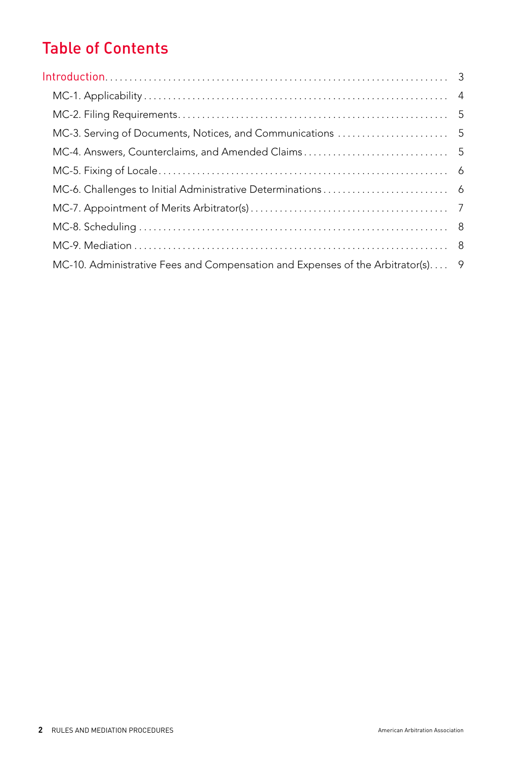# Table of Contents

Introduction . . . . . . . . . . . . . . . . . . . . . . . . . . . . . . . . . . . . . . . . . . . . . . . . . . . . . . . . . . . . . . . . . . . . . 3

- MC-1. Applicability . . . . . . . . . . . . . . . . . . . . . . . . . . . . . . . . . . . . . . . . . . . . . . . . . . . . . . . . . . . . . . 4
- MC-2. Filing Requirements . . . . . . . . . . . . . . . . . . . . . . . . . . . . . . . . . . . . . . . . . . . . . . . . . . . . . . 5
- MC-3. Serving of Documents, Notices, and Communications . . . . . . . . . . . . . . . . . . . . . . . . 5
- MC-4. Answers, Counterclaims, and Amended Claims . . . . . . . . . . . . . . . . . . . . . . . . . . . . . . 5
- MC-5. Fixing of Locale . . . . . . . . . . . . . . . . . . . . . . . . . . . . . . . . . . . . . . . . . . . . . . . . . . . . . . . . . . . 6
- MC-6. Challenges to Initial Administrative Determinations . . . . . . . . . . . . . . . . . . . . . . . . . . 6
- MC-7. Appointment of Merits Arbitrator(s) . . . . . . . . . . . . . . . . . . . . . . . . . . . . . . . . . . . . . . . . 7
- MC-8. Scheduling . . . . . . . . . . . . . . . . . . . . . . . . . . . . . . . . . . . . . . . . . . . . . . . . . . . . . . . . . . . . . . . 8
- MC-9. Mediation . . . . . . . . . . . . . . . . . . . . . . . . . . . . . . . . . . . . . . . . . . . . . . . . . . . . . . . . . . . . . . . . 8
- MC-10. Administrative Fees and Compensation and Expenses of the Arbitrator(s) . . . . 9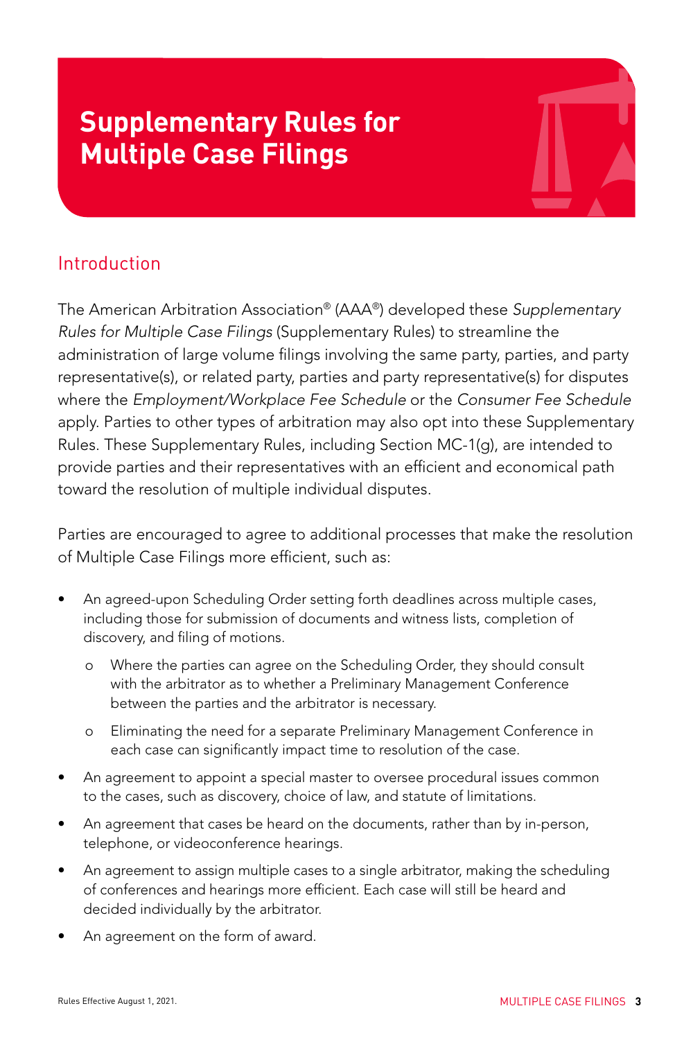# Supplementary Rules for Multiple Case Filings

## Introduction

The American Arbitration Association® (AAA®) developed these *Supplementary Rules for Multiple Case Filings* (Supplementary Rules) to streamline the administration of large volume filings involving the same party, parties, and party representative(s), or related party, parties and party representative(s) for disputes where the *Employment/Workplace Fee Schedule* or the *Consumer Fee Schedule* apply. Parties to other types of arbitration may also opt into these Supplementary Rules. These Supplementary Rules, including Section MC-1(g), are intended to provide parties and their representatives with an efficient and economical path toward the resolution of multiple individual disputes.

Parties are encouraged to agree to additional processes that make the resolution of Multiple Case Filings more efficient, such as:

- An agreed-upon Scheduling Order setting forth deadlines across multiple cases, including those for submission of documents and witness lists, completion of discovery, and filing of motions.
  - Where the parties can agree on the Scheduling Order, they should consult with the arbitrator as to whether a Preliminary Management Conference between the parties and the arbitrator is necessary.
  - Eliminating the need for a separate Preliminary Management Conference in each case can significantly impact time to resolution of the case.
- An agreement to appoint a special master to oversee procedural issues common to the cases, such as discovery, choice of law, and statute of limitations.
- An agreement that cases be heard on the documents, rather than by in-person, telephone, or videoconference hearings.
- An agreement to assign multiple cases to a single arbitrator, making the scheduling of conferences and hearings more efficient. Each case will still be heard and decided individually by the arbitrator.
- An agreement on the form of award.

Rules Effective August 1, 2021.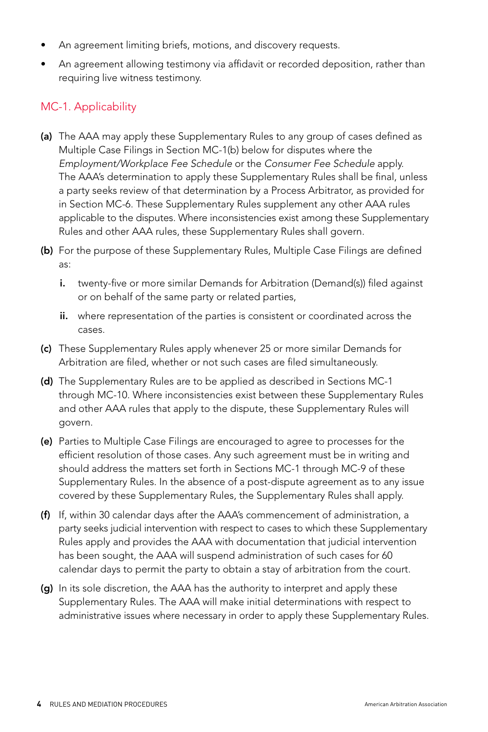- An agreement limiting briefs, motions, and discovery requests.
- An agreement allowing testimony via affidavit or recorded deposition, rather than requiring live witness testimony.

## MC-1. Applicability

**(a)** The AAA may apply these Supplementary Rules to any group of cases defined as Multiple Case Filings in Section MC-1(b) below for disputes where the *Employment/Workplace Fee Schedule* or the *Consumer Fee Schedule* apply. The AAA's determination to apply these Supplementary Rules shall be final, unless a party seeks review of that determination by a Process Arbitrator, as provided for in Section MC-6. These Supplementary Rules supplement any other AAA rules applicable to the disputes. Where inconsistencies exist among these Supplementary Rules and other AAA rules, these Supplementary Rules shall govern.

**(b)** For the purpose of these Supplementary Rules, Multiple Case Filings are defined as:

**i.** twenty-five or more similar Demands for Arbitration (Demand(s)) filed against or on behalf of the same party or related parties,

**ii.** where representation of the parties is consistent or coordinated across the cases.

**(c)** These Supplementary Rules apply whenever 25 or more similar Demands for Arbitration are filed, whether or not such cases are filed simultaneously.

**(d)** The Supplementary Rules are to be applied as described in Sections MC-1 through MC-10. Where inconsistencies exist between these Supplementary Rules and other AAA rules that apply to the dispute, these Supplementary Rules will govern.

**(e)** Parties to Multiple Case Filings are encouraged to agree to processes for the efficient resolution of those cases. Any such agreement must be in writing and should address the matters set forth in Sections MC-1 through MC-9 of these Supplementary Rules. In the absence of a post-dispute agreement as to any issue covered by these Supplementary Rules, the Supplementary Rules shall apply.

**(f)** If, within 30 calendar days after the AAA's commencement of administration, a party seeks judicial intervention with respect to cases to which these Supplementary Rules apply and provides the AAA with documentation that judicial intervention has been sought, the AAA will suspend administration of such cases for 60 calendar days to permit the party to obtain a stay of arbitration from the court.

**(g)** In its sole discretion, the AAA has the authority to interpret and apply these Supplementary Rules. The AAA will make initial determinations with respect to administrative issues where necessary in order to apply these Supplementary Rules.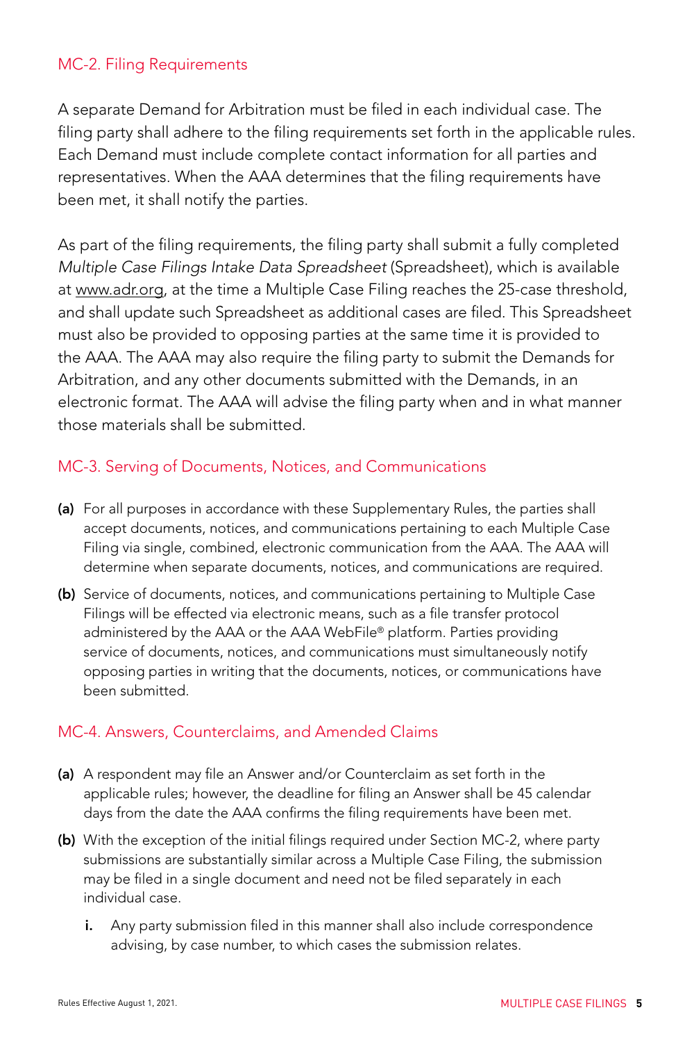## MC-2. Filing Requirements

A separate Demand for Arbitration must be filed in each individual case. The filing party shall adhere to the filing requirements set forth in the applicable rules. Each Demand must include complete contact information for all parties and representatives. When the AAA determines that the filing requirements have been met, it shall notify the parties.

As part of the filing requirements, the filing party shall submit a fully completed *Multiple Case Filings Intake Data Spreadsheet* (Spreadsheet), which is available at www.adr.org, at the time a Multiple Case Filing reaches the 25-case threshold, and shall update such Spreadsheet as additional cases are filed. This Spreadsheet must also be provided to opposing parties at the same time it is provided to the AAA. The AAA may also require the filing party to submit the Demands for Arbitration, and any other documents submitted with the Demands, in an electronic format. The AAA will advise the filing party when and in what manner those materials shall be submitted.

## MC-3. Serving of Documents, Notices, and Communications

**(a)** For all purposes in accordance with these Supplementary Rules, the parties shall accept documents, notices, and communications pertaining to each Multiple Case Filing via single, combined, electronic communication from the AAA. The AAA will determine when separate documents, notices, and communications are required.

**(b)** Service of documents, notices, and communications pertaining to Multiple Case Filings will be effected via electronic means, such as a file transfer protocol administered by the AAA or the AAA WebFile® platform. Parties providing service of documents, notices, and communications must simultaneously notify opposing parties in writing that the documents, notices, or communications have been submitted.

## MC-4. Answers, Counterclaims, and Amended Claims

**(a)** A respondent may file an Answer and/or Counterclaim as set forth in the applicable rules; however, the deadline for filing an Answer shall be 45 calendar days from the date the AAA confirms the filing requirements have been met.

**(b)** With the exception of the initial filings required under Section MC-2, where party submissions are substantially similar across a Multiple Case Filing, the submission may be filed in a single document and need not be filed separately in each individual case.

   **i.** Any party submission filed in this manner shall also include correspondence advising, by case number, to which cases the submission relates.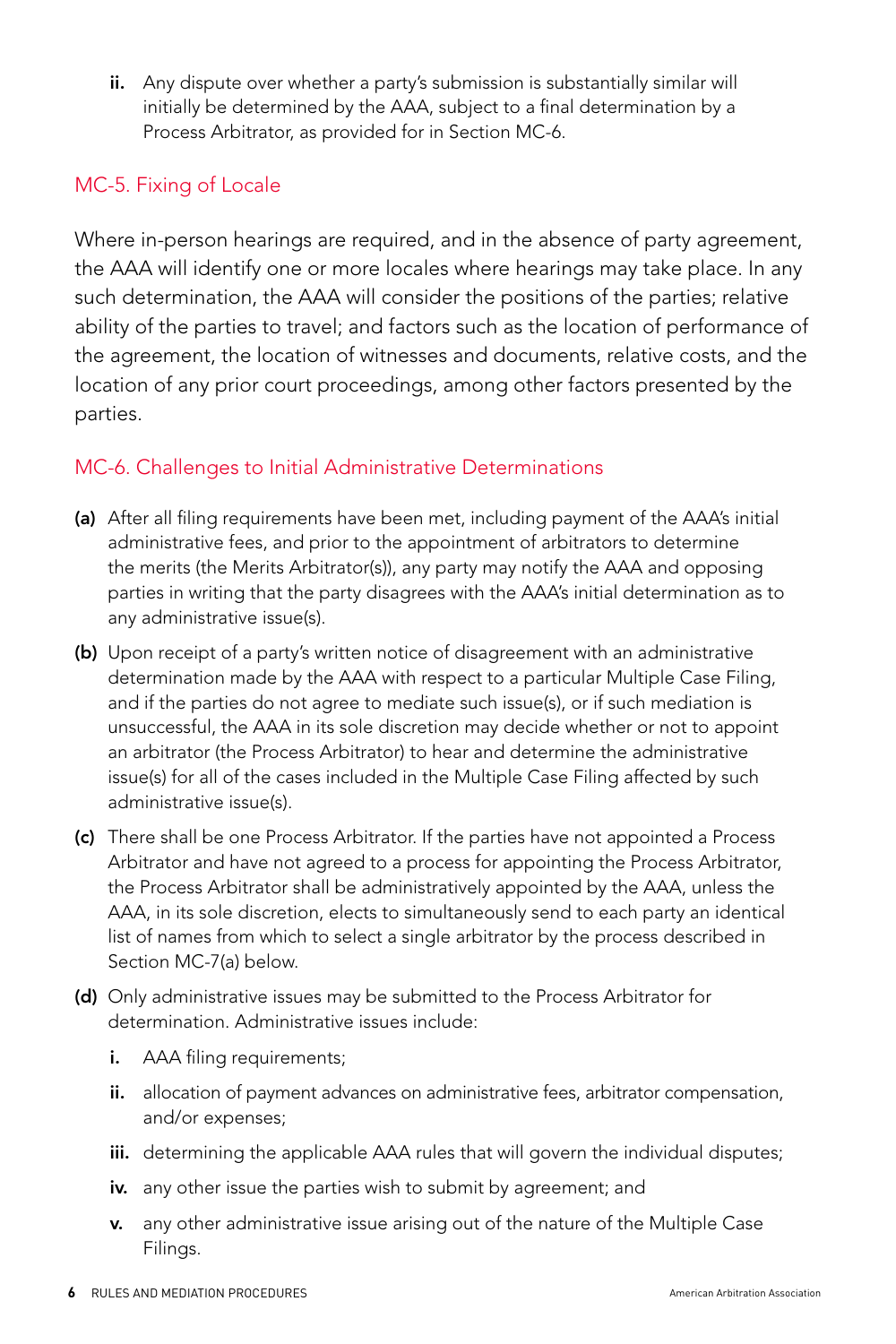ii. Any dispute over whether a party's submission is substantially similar will initially be determined by the AAA, subject to a final determination by a Process Arbitrator, as provided for in Section MC-6.

## MC-5. Fixing of Locale

Where in-person hearings are required, and in the absence of party agreement, the AAA will identify one or more locales where hearings may take place. In any such determination, the AAA will consider the positions of the parties; relative ability of the parties to travel; and factors such as the location of performance of the agreement, the location of witnesses and documents, relative costs, and the location of any prior court proceedings, among other factors presented by the parties.

## MC-6. Challenges to Initial Administrative Determinations

**(a)** After all filing requirements have been met, including payment of the AAA's initial administrative fees, and prior to the appointment of arbitrators to determine the merits (the Merits Arbitrator(s)), any party may notify the AAA and opposing parties in writing that the party disagrees with the AAA's initial determination as to any administrative issue(s).

**(b)** Upon receipt of a party's written notice of disagreement with an administrative determination made by the AAA with respect to a particular Multiple Case Filing, and if the parties do not agree to mediate such issue(s), or if such mediation is unsuccessful, the AAA in its sole discretion may decide whether or not to appoint an arbitrator (the Process Arbitrator) to hear and determine the administrative issue(s) for all of the cases included in the Multiple Case Filing affected by such administrative issue(s).

**(c)** There shall be one Process Arbitrator. If the parties have not appointed a Process Arbitrator and have not agreed to a process for appointing the Process Arbitrator, the Process Arbitrator shall be administratively appointed by the AAA, unless the AAA, in its sole discretion, elects to simultaneously send to each party an identical list of names from which to select a single arbitrator by the process described in Section MC-7(a) below.

**(d)** Only administrative issues may be submitted to the Process Arbitrator for determination. Administrative issues include:

- **i.** AAA filing requirements;
- **ii.** allocation of payment advances on administrative fees, arbitrator compensation, and/or expenses;
- **iii.** determining the applicable AAA rules that will govern the individual disputes;
- **iv.** any other issue the parties wish to submit by agreement; and
- **v.** any other administrative issue arising out of the nature of the Multiple Case Filings.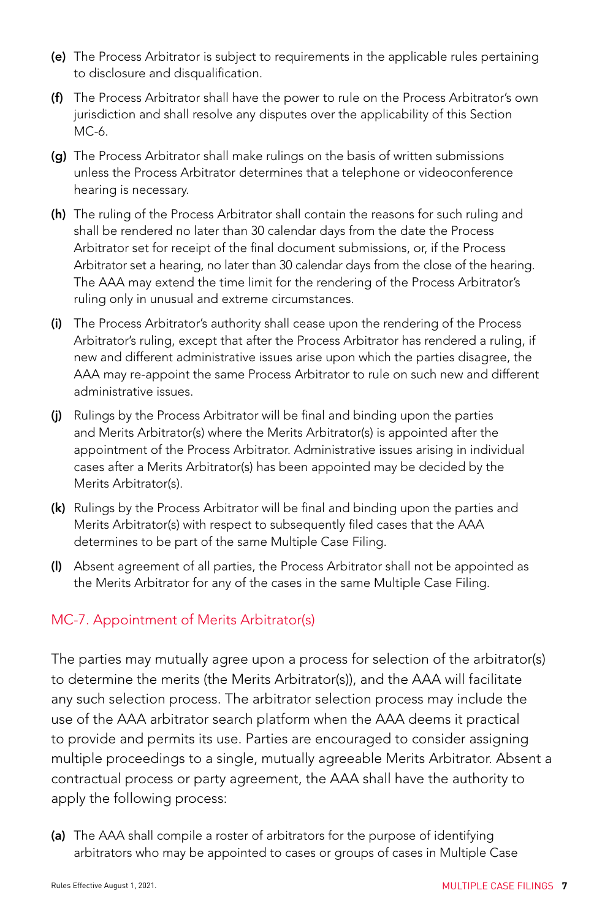- **(e)** The Process Arbitrator is subject to requirements in the applicable rules pertaining to disclosure and disqualification.
- **(f)** The Process Arbitrator shall have the power to rule on the Process Arbitrator's own jurisdiction and shall resolve any disputes over the applicability of this Section MC-6.
- **(g)** The Process Arbitrator shall make rulings on the basis of written submissions unless the Process Arbitrator determines that a telephone or videoconference hearing is necessary.
- **(h)** The ruling of the Process Arbitrator shall contain the reasons for such ruling and shall be rendered no later than 30 calendar days from the date the Process Arbitrator set for receipt of the final document submissions, or, if the Process Arbitrator set a hearing, no later than 30 calendar days from the close of the hearing. The AAA may extend the time limit for the rendering of the Process Arbitrator's ruling only in unusual and extreme circumstances.
- **(i)** The Process Arbitrator's authority shall cease upon the rendering of the Process Arbitrator's ruling, except that after the Process Arbitrator has rendered a ruling, if new and different administrative issues arise upon which the parties disagree, the AAA may re-appoint the same Process Arbitrator to rule on such new and different administrative issues.
- **(j)** Rulings by the Process Arbitrator will be final and binding upon the parties and Merits Arbitrator(s) where the Merits Arbitrator(s) is appointed after the appointment of the Process Arbitrator. Administrative issues arising in individual cases after a Merits Arbitrator(s) has been appointed may be decided by the Merits Arbitrator(s).
- **(k)** Rulings by the Process Arbitrator will be final and binding upon the parties and Merits Arbitrator(s) with respect to subsequently filed cases that the AAA determines to be part of the same Multiple Case Filing.
- **(l)** Absent agreement of all parties, the Process Arbitrator shall not be appointed as the Merits Arbitrator for any of the cases in the same Multiple Case Filing.

## MC-7. Appointment of Merits Arbitrator(s)

The parties may mutually agree upon a process for selection of the arbitrator(s) to determine the merits (the Merits Arbitrator(s)), and the AAA will facilitate any such selection process. The arbitrator selection process may include the use of the AAA arbitrator search platform when the AAA deems it practical to provide and permits its use. Parties are encouraged to consider assigning multiple proceedings to a single, mutually agreeable Merits Arbitrator. Absent a contractual process or party agreement, the AAA shall have the authority to apply the following process:

- **(a)** The AAA shall compile a roster of arbitrators for the purpose of identifying arbitrators who may be appointed to cases or groups of cases in Multiple Case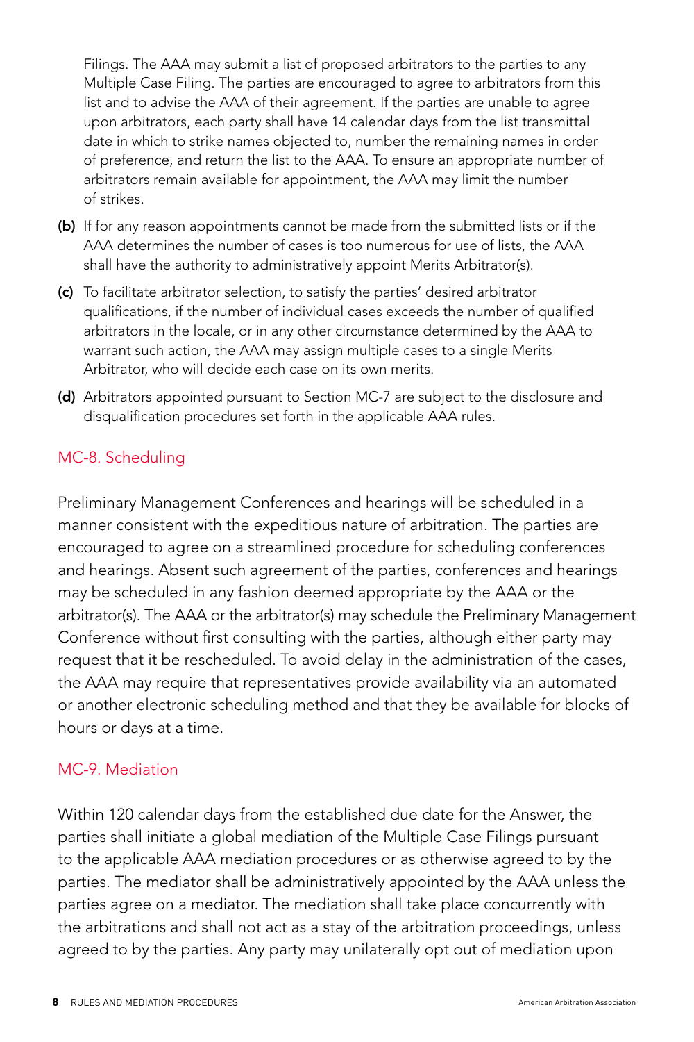Filings. The AAA may submit a list of proposed arbitrators to the parties to any Multiple Case Filing. The parties are encouraged to agree to arbitrators from this list and to advise the AAA of their agreement. If the parties are unable to agree upon arbitrators, each party shall have 14 calendar days from the list transmittal date in which to strike names objected to, number the remaining names in order of preference, and return the list to the AAA. To ensure an appropriate number of arbitrators remain available for appointment, the AAA may limit the number of strikes.

**(b)** If for any reason appointments cannot be made from the submitted lists or if the AAA determines the number of cases is too numerous for use of lists, the AAA shall have the authority to administratively appoint Merits Arbitrator(s).

**(c)** To facilitate arbitrator selection, to satisfy the parties' desired arbitrator qualifications, if the number of individual cases exceeds the number of qualified arbitrators in the locale, or in any other circumstance determined by the AAA to warrant such action, the AAA may assign multiple cases to a single Merits Arbitrator, who will decide each case on its own merits.

**(d)** Arbitrators appointed pursuant to Section MC-7 are subject to the disclosure and disqualification procedures set forth in the applicable AAA rules.

## MC-8. Scheduling

Preliminary Management Conferences and hearings will be scheduled in a manner consistent with the expeditious nature of arbitration. The parties are encouraged to agree on a streamlined procedure for scheduling conferences and hearings. Absent such agreement of the parties, conferences and hearings may be scheduled in any fashion deemed appropriate by the AAA or the arbitrator(s). The AAA or the arbitrator(s) may schedule the Preliminary Management Conference without first consulting with the parties, although either party may request that it be rescheduled. To avoid delay in the administration of the cases, the AAA may require that representatives provide availability via an automated or another electronic scheduling method and that they be available for blocks of hours or days at a time.

## MC-9. Mediation

Within 120 calendar days from the established due date for the Answer, the parties shall initiate a global mediation of the Multiple Case Filings pursuant to the applicable AAA mediation procedures or as otherwise agreed to by the parties. The mediator shall be administratively appointed by the AAA unless the parties agree on a mediator. The mediation shall take place concurrently with the arbitrations and shall not act as a stay of the arbitration proceedings, unless agreed to by the parties. Any party may unilaterally opt out of mediation upon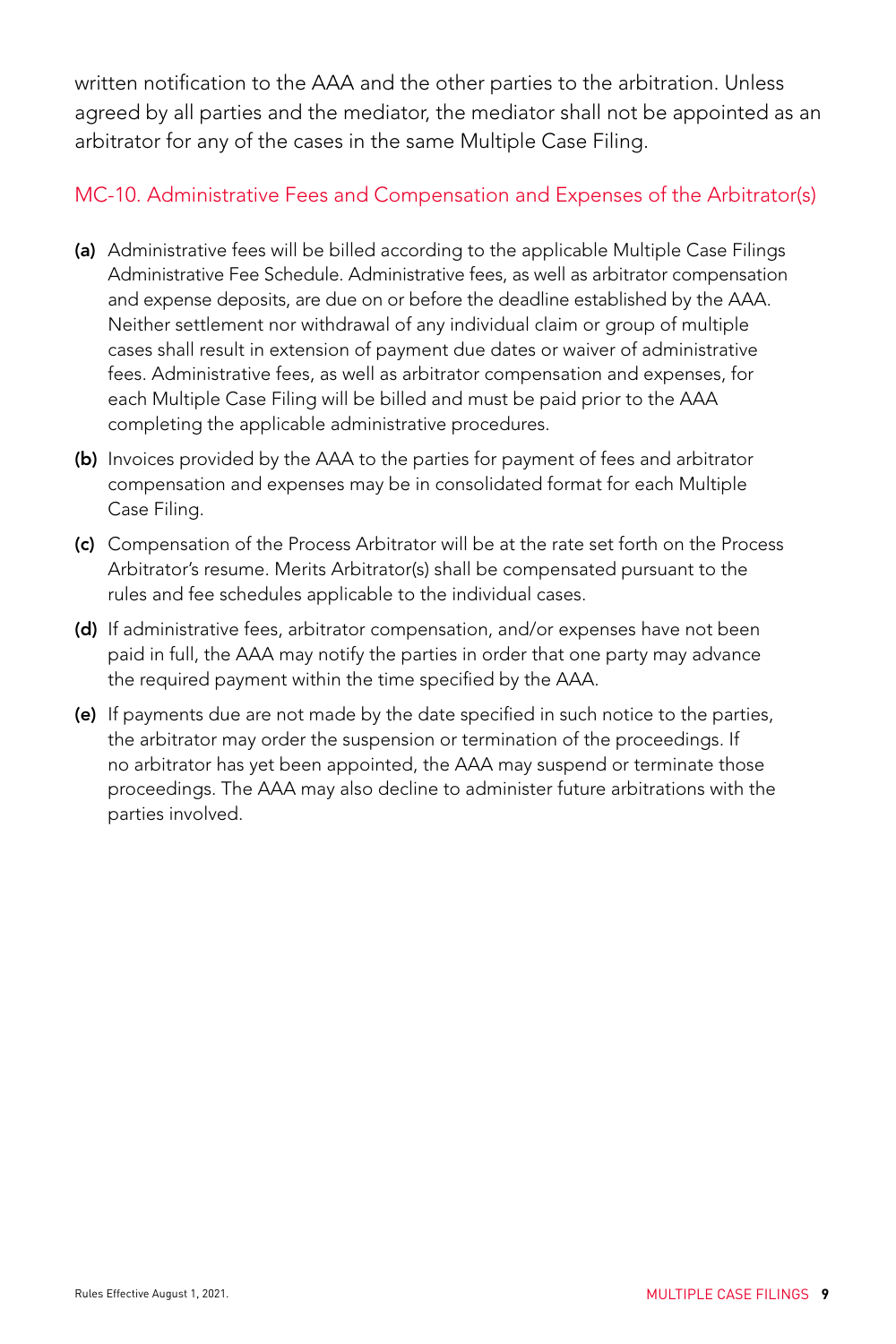written notification to the AAA and the other parties to the arbitration. Unless agreed by all parties and the mediator, the mediator shall not be appointed as an arbitrator for any of the cases in the same Multiple Case Filing.

## MC-10. Administrative Fees and Compensation and Expenses of the Arbitrator(s)

**(a)** Administrative fees will be billed according to the applicable Multiple Case Filings Administrative Fee Schedule. Administrative fees, as well as arbitrator compensation and expense deposits, are due on or before the deadline established by the AAA. Neither settlement nor withdrawal of any individual claim or group of multiple cases shall result in extension of payment due dates or waiver of administrative fees. Administrative fees, as well as arbitrator compensation and expenses, for each Multiple Case Filing will be billed and must be paid prior to the AAA completing the applicable administrative procedures.

**(b)** Invoices provided by the AAA to the parties for payment of fees and arbitrator compensation and expenses may be in consolidated format for each Multiple Case Filing.

**(c)** Compensation of the Process Arbitrator will be at the rate set forth on the Process Arbitrator's resume. Merits Arbitrator(s) shall be compensated pursuant to the rules and fee schedules applicable to the individual cases.

**(d)** If administrative fees, arbitrator compensation, and/or expenses have not been paid in full, the AAA may notify the parties in order that one party may advance the required payment within the time specified by the AAA.

**(e)** If payments due are not made by the date specified in such notice to the parties, the arbitrator may order the suspension or termination of the proceedings. If no arbitrator has yet been appointed, the AAA may suspend or terminate those proceedings. The AAA may also decline to administer future arbitrations with the parties involved.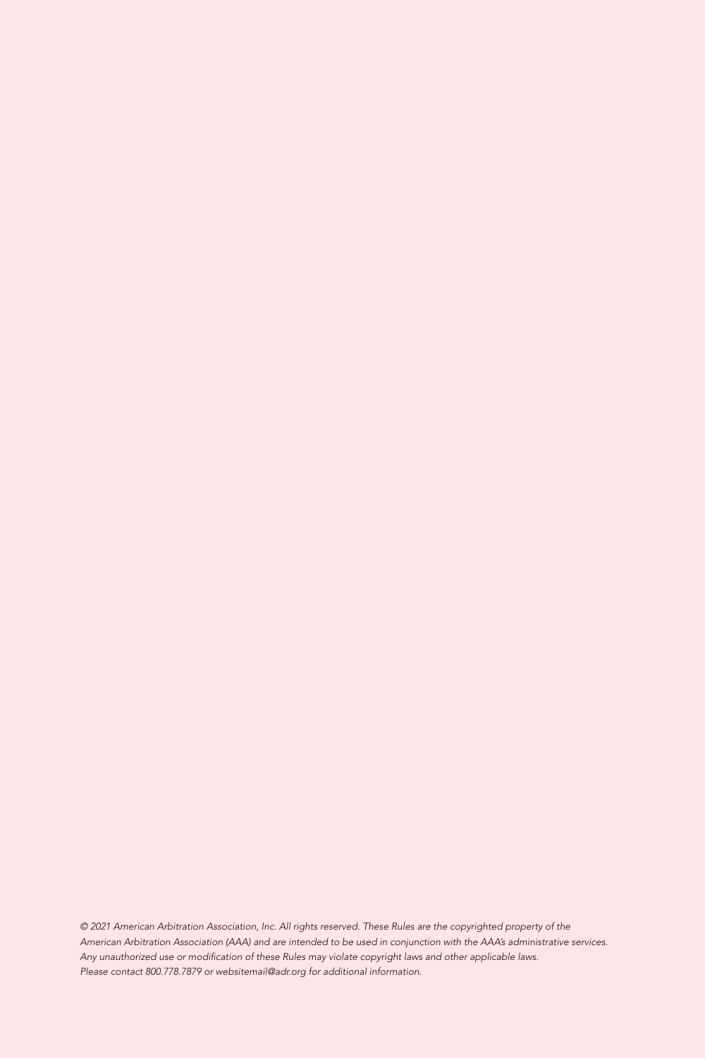*© 2021 American Arbitration Association, Inc. All rights reserved. These Rules are the copyrighted property of the American Arbitration Association (AAA) and are intended to be used in conjunction with the AAA's administrative services. Any unauthorized use or modification of these Rules may violate copyright laws and other applicable laws. Please contact 800.778.7879 or websitemail@adr.org for additional information.*